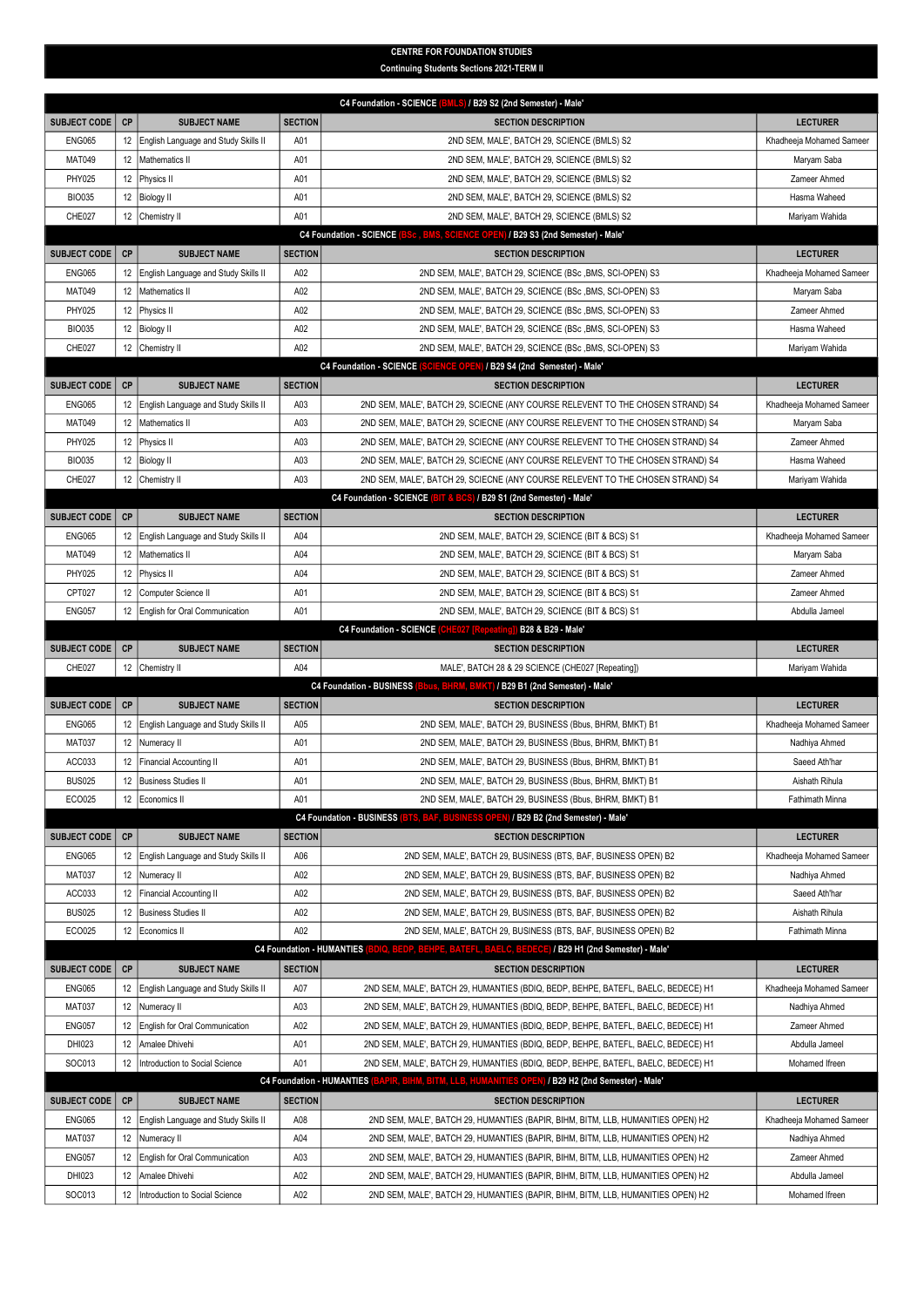# CENTRE FOR FOUNDATION STUDIES

## Continuing Students Sections 2021-TERM II

| SUBJECT CODE | CP | SUBJECT NAME | SECTION | SECTION DESCRIPTION | LECTURER |
|---|---|---|---|---|---|
| **C4 Foundation - SCIENCE (BMLS) / B29 S2 (2nd Semester) - Male'** | | | | | |
| ENG065 | 12 | English Language and Study Skills II | A01 | 2ND SEM, MALE', BATCH 29, SCIENCE (BMLS) S2 | Khadheeja Mohamed Sameer |
| MAT049 | 12 | Mathematics II | A01 | 2ND SEM, MALE', BATCH 29, SCIENCE (BMLS) S2 | Maryam Saba |
| PHY025 | 12 | Physics II | A01 | 2ND SEM, MALE', BATCH 29, SCIENCE (BMLS) S2 | Zameer Ahmed |
| BIO035 | 12 | Biology II | A01 | 2ND SEM, MALE', BATCH 29, SCIENCE (BMLS) S2 | Hasma Waheed |
| CHE027 | 12 | Chemistry II | A01 | 2ND SEM, MALE', BATCH 29, SCIENCE (BMLS) S2 | Mariyam Wahida |
| **C4 Foundation - SCIENCE (BSc , BMS, SCIENCE OPEN) / B29 S3 (2nd Semester) - Male'** | | | | | |
| ENG065 | 12 | English Language and Study Skills II | A02 | 2ND SEM, MALE', BATCH 29, SCIENCE (BSc ,BMS, SCI-OPEN) S3 | Khadheeja Mohamed Sameer |
| MAT049 | 12 | Mathematics II | A02 | 2ND SEM, MALE', BATCH 29, SCIENCE (BSc ,BMS, SCI-OPEN) S3 | Maryam Saba |
| PHY025 | 12 | Physics II | A02 | 2ND SEM, MALE', BATCH 29, SCIENCE (BSc ,BMS, SCI-OPEN) S3 | Zameer Ahmed |
| BIO035 | 12 | Biology II | A02 | 2ND SEM, MALE', BATCH 29, SCIENCE (BSc ,BMS, SCI-OPEN) S3 | Hasma Waheed |
| CHE027 | 12 | Chemistry II | A02 | 2ND SEM, MALE', BATCH 29, SCIENCE (BSc ,BMS, SCI-OPEN) S3 | Mariyam Wahida |
| **C4 Foundation - SCIENCE (SCIENCE OPEN) / B29 S4 (2nd Semester) - Male'** | | | | | |
| ENG065 | 12 | English Language and Study Skills II | A03 | 2ND SEM, MALE', BATCH 29, SCIECNE (ANY COURSE RELEVENT TO THE CHOSEN STRAND) S4 | Khadheeja Mohamed Sameer |
| MAT049 | 12 | Mathematics II | A03 | 2ND SEM, MALE', BATCH 29, SCIECNE (ANY COURSE RELEVENT TO THE CHOSEN STRAND) S4 | Maryam Saba |
| PHY025 | 12 | Physics II | A03 | 2ND SEM, MALE', BATCH 29, SCIECNE (ANY COURSE RELEVENT TO THE CHOSEN STRAND) S4 | Zameer Ahmed |
| BIO035 | 12 | Biology II | A03 | 2ND SEM, MALE', BATCH 29, SCIECNE (ANY COURSE RELEVENT TO THE CHOSEN STRAND) S4 | Hasma Waheed |
| CHE027 | 12 | Chemistry II | A03 | 2ND SEM, MALE', BATCH 29, SCIECNE (ANY COURSE RELEVENT TO THE CHOSEN STRAND) S4 | Mariyam Wahida |
| **C4 Foundation - SCIENCE (BIT & BCS) / B29 S1 (2nd Semester) - Male'** | | | | | |
| ENG065 | 12 | English Language and Study Skills II | A04 | 2ND SEM, MALE', BATCH 29, SCIENCE (BIT & BCS) S1 | Khadheeja Mohamed Sameer |
| MAT049 | 12 | Mathematics II | A04 | 2ND SEM, MALE', BATCH 29, SCIENCE (BIT & BCS) S1 | Maryam Saba |
| PHY025 | 12 | Physics II | A04 | 2ND SEM, MALE', BATCH 29, SCIENCE (BIT & BCS) S1 | Zameer Ahmed |
| CPT027 | 12 | Computer Science II | A01 | 2ND SEM, MALE', BATCH 29, SCIENCE (BIT & BCS) S1 | Zameer Ahmed |
| ENG057 | 12 | English for Oral Communication | A01 | 2ND SEM, MALE', BATCH 29, SCIENCE (BIT & BCS) S1 | Abdulla Jameel |
| **C4 Foundation - SCIENCE (CHE027 [Repeating]) B28 & B29 - Male'** | | | | | |
| CHE027 | 12 | Chemistry II | A04 | MALE', BATCH 28 & 29 SCIENCE (CHE027 [Repeating]) | Mariyam Wahida |
| **C4 Foundation - BUSINESS (Bbus, BHRM, BMKT) / B29 B1 (2nd Semester) - Male'** | | | | | |
| ENG065 | 12 | English Language and Study Skills II | A05 | 2ND SEM, MALE', BATCH 29, BUSINESS (Bbus, BHRM, BMKT) B1 | Khadheeja Mohamed Sameer |
| MAT037 | 12 | Numeracy II | A01 | 2ND SEM, MALE', BATCH 29, BUSINESS (Bbus, BHRM, BMKT) B1 | Nadhiya Ahmed |
| ACC033 | 12 | Financial Accounting II | A01 | 2ND SEM, MALE', BATCH 29, BUSINESS (Bbus, BHRM, BMKT) B1 | Saeed Ath'har |
| BUS025 | 12 | Business Studies II | A01 | 2ND SEM, MALE', BATCH 29, BUSINESS (Bbus, BHRM, BMKT) B1 | Aishath Rihula |
| ECO025 | 12 | Economics II | A01 | 2ND SEM, MALE', BATCH 29, BUSINESS (Bbus, BHRM, BMKT) B1 | Fathimath Minna |
| **C4 Foundation - BUSINESS (BTS, BAF, BUSINESS OPEN) / B29 B2 (2nd Semester) - Male'** | | | | | |
| ENG065 | 12 | English Language and Study Skills II | A06 | 2ND SEM, MALE', BATCH 29, BUSINESS (BTS, BAF, BUSINESS OPEN) B2 | Khadheeja Mohamed Sameer |
| MAT037 | 12 | Numeracy II | A02 | 2ND SEM, MALE', BATCH 29, BUSINESS (BTS, BAF, BUSINESS OPEN) B2 | Nadhiya Ahmed |
| ACC033 | 12 | Financial Accounting II | A02 | 2ND SEM, MALE', BATCH 29, BUSINESS (BTS, BAF, BUSINESS OPEN) B2 | Saeed Ath'har |
| BUS025 | 12 | Business Studies II | A02 | 2ND SEM, MALE', BATCH 29, BUSINESS (BTS, BAF, BUSINESS OPEN) B2 | Aishath Rihula |
| ECO025 | 12 | Economics II | A02 | 2ND SEM, MALE', BATCH 29, BUSINESS (BTS, BAF, BUSINESS OPEN) B2 | Fathimath Minna |
| **C4 Foundation - HUMANITIES (BDIQ, BEDP, BEHPE, BATEFL, BAELC, BEDECE) / B29 H1 (2nd Semester) - Male'** | | | | | |
| ENG065 | 12 | English Language and Study Skills II | A07 | 2ND SEM, MALE', BATCH 29, HUMANITIES (BDIQ, BEDP, BEHPE, BATEFL, BAELC, BEDECE) H1 | Khadheeja Mohamed Sameer |
| MAT037 | 12 | Numeracy II | A03 | 2ND SEM, MALE', BATCH 29, HUMANITIES (BDIQ, BEDP, BEHPE, BATEFL, BAELC, BEDECE) H1 | Nadhiya Ahmed |
| ENG057 | 12 | English for Oral Communication | A02 | 2ND SEM, MALE', BATCH 29, HUMANITIES (BDIQ, BEDP, BEHPE, BATEFL, BAELC, BEDECE) H1 | Zameer Ahmed |
| DHI023 | 12 | Amalee Dhivehi | A01 | 2ND SEM, MALE', BATCH 29, HUMANITIES (BDIQ, BEDP, BEHPE, BATEFL, BAELC, BEDECE) H1 | Abdulla Jameel |
| SOC013 | 12 | Introduction to Social Science | A01 | 2ND SEM, MALE', BATCH 29, HUMANITIES (BDIQ, BEDP, BEHPE, BATEFL, BAELC, BEDECE) H1 | Mohamed Ifreen |
| **C4 Foundation - HUMANITIES (BAPIR, BIHM, BITM, LLB, HUMANITIES OPEN) / B29 H2 (2nd Semester) - Male'** | | | | | |
| ENG065 | 12 | English Language and Study Skills II | A08 | 2ND SEM, MALE', BATCH 29, HUMANTIES (BAPIR, BIHM, BITM, LLB, HUMANITIES OPEN) H2 | Khadheeja Mohamed Sameer |
| MAT037 | 12 | Numeracy II | A04 | 2ND SEM, MALE', BATCH 29, HUMANTIES (BAPIR, BIHM, BITM, LLB, HUMANITIES OPEN) H2 | Nadhiya Ahmed |
| ENG057 | 12 | English for Oral Communication | A03 | 2ND SEM, MALE', BATCH 29, HUMANTIES (BAPIR, BIHM, BITM, LLB, HUMANITIES OPEN) H2 | Zameer Ahmed |
| DHI023 | 12 | Amalee Dhivehi | A02 | 2ND SEM, MALE', BATCH 29, HUMANTIES (BAPIR, BIHM, BITM, LLB, HUMANITIES OPEN) H2 | Abdulla Jameel |
| SOC013 | 12 | Introduction to Social Science | A02 | 2ND SEM, MALE', BATCH 29, HUMANTIES (BAPIR, BIHM, BITM, LLB, HUMANITIES OPEN) H2 | Mohamed Ifreen |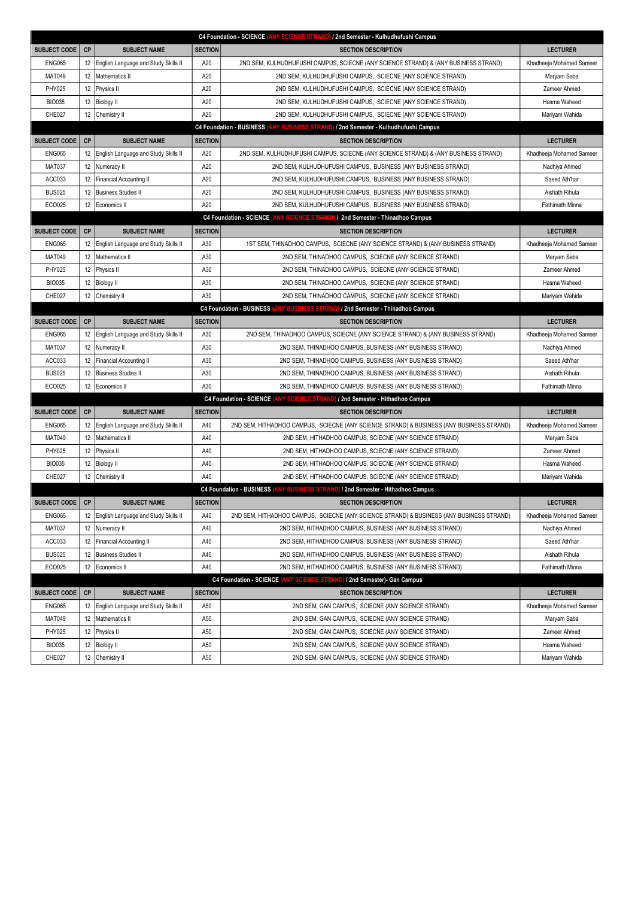| C4 Foundation - SCIENCE (ANY SCIENCE STRAND) / 2nd Semester - Kulhudhufushi Campus | | | | | |
|---|---|---|---|---|---|
| SUBJECT CODE | CP | SUBJECT NAME | SECTION | SECTION DESCRIPTION | LECTURER |
| ENG065 | 12 | English Language and Study Skills II | A20 | 2ND SEM, KULHUDHUFUSHI CAMPUS, SCIECNE (ANY SCIENCE STRAND) & (ANY BUSINESS STRAND) | Khadheeja Mohamed Sameer |
| MAT049 | 12 | Mathematics II | A20 | 2ND SEM, KULHUDHUFUSHI CAMPUS, SCIECNE (ANY SCIENCE STRAND) | Maryam Saba |
| PHY025 | 12 | Physics II | A20 | 2ND SEM, KULHUDHUFUSHI CAMPUS, SCIECNE (ANY SCIENCE STRAND) | Zameer Ahmed |
| BIO035 | 12 | Biology II | A20 | 2ND SEM, KULHUDHUFUSHI CAMPUS, SCIECNE (ANY SCIENCE STRAND) | Hasma Waheed |
| CHE027 | 12 | Chemistry II | A20 | 2ND SEM, KULHUDHUFUSHI CAMPUS, SCIECNE (ANY SCIENCE STRAND) | Mariyam Wahida |

| C4 Foundation - BUSINESS (ANY BUSINESS STRAND) / 2nd Semester - Kulhudhufushi Campus | | | | | |
|---|---|---|---|---|---|
| SUBJECT CODE | CP | SUBJECT NAME | SECTION | SECTION DESCRIPTION | LECTURER |
| ENG065 | 12 | English Language and Study Skills II | A20 | 2ND SEM, KULHUDHUFUSHI CAMPUS, SCIECNE (ANY SCIENCE STRAND) & (ANY BUSINESS STRAND) | Khadheeja Mohamed Sameer |
| MAT037 | 12 | Numeracy II | A20 | 2ND SEM, KULHUDHUFUSHI CAMPUS, BUSINESS (ANY BUSINESS STRAND) | Nadhiya Ahmed |
| ACC033 | 12 | Financial Accounting II | A20 | 2ND SEM, KULHUDHUFUSHI CAMPUS, BUSINESS (ANY BUSINESS STRAND) | Saeed Ath'har |
| BUS025 | 12 | Business Studies II | A20 | 2ND SEM, KULHUDHUFUSHI CAMPUS, BUSINESS (ANY BUSINESS STRAND) | Aishath Rihula |
| ECO025 | 12 | Economics II | A20 | 2ND SEM, KULHUDHUFUSHI CAMPUS, BUSINESS (ANY BUSINESS STRAND) | Fathimath Minna |

| C4 Foundation - SCIENCE (ANY SCIENCE STRAND) / 2nd Semester - Thinadhoo Campus | | | | | |
|---|---|---|---|---|---|
| SUBJECT CODE | CP | SUBJECT NAME | SECTION | SECTION DESCRIPTION | LECTURER |
| ENG065 | 12 | English Language and Study Skills II | A30 | 1ST SEM, THINADHOO CAMPUS, SCIECNE (ANY SCIENCE STRAND) & (ANY BUSINESS STRAND) | Khadheeja Mohamed Sameer |
| MAT049 | 12 | Mathematics II | A30 | 2ND SEM, THINADHOO CAMPUS, SCIECNE (ANY SCIENCE STRAND) | Maryam Saba |
| PHY025 | 12 | Physics II | A30 | 2ND SEM, THINADHOO CAMPUS, SCIECNE (ANY SCIENCE STRAND) | Zameer Ahmed |
| BIO035 | 12 | Biology II | A30 | 2ND SEM, THINADHOO CAMPUS, SCIECNE (ANY SCIENCE STRAND) | Hasma Waheed |
| CHE027 | 12 | Chemistry II | A30 | 2ND SEM, THINADHOO CAMPUS, SCIECNE (ANY SCIENCE STRAND) | Mariyam Wahida |

| C4 Foundation - BUSINESS (ANY BUSINESS STRAND) / 2nd Semester - Thinadhoo Campus | | | | | |
|---|---|---|---|---|---|
| SUBJECT CODE | CP | SUBJECT NAME | SECTION | SECTION DESCRIPTION | LECTURER |
| ENG065 | 12 | English Language and Study Skills II | A30 | 2ND SEM, THINADHOO CAMPUS, SCIECNE (ANY SCIENCE STRAND) & (ANY BUSINESS STRAND) | Khadheeja Mohamed Sameer |
| MAT037 | 12 | Numeracy II | A30 | 2ND SEM, THINADHOO CAMPUS, BUSINESS (ANY BUSINESS STRAND) | Nadhiya Ahmed |
| ACC033 | 12 | Financial Accounting II | A30 | 2ND SEM, THINADHOO CAMPUS, BUSINESS (ANY BUSINESS STRAND) | Saeed Ath'har |
| BUS025 | 12 | Business Studies II | A30 | 2ND SEM, THINADHOO CAMPUS, BUSINESS (ANY BUSINESS STRAND) | Aishath Rihula |
| ECO025 | 12 | Economics II | A30 | 2ND SEM, THINADHOO CAMPUS, BUSINESS (ANY BUSINESS STRAND) | Fathimath Minna |

| C4 Foundation - SCIENCE (ANY SCIENCE STRAND) / 2nd Semester - Hithadhoo Campus | | | | | |
|---|---|---|---|---|---|
| SUBJECT CODE | CP | SUBJECT NAME | SECTION | SECTION DESCRIPTION | LECTURER |
| ENG065 | 12 | English Language and Study Skills II | A40 | 2ND SEM, HITHADHOO CAMPUS, SCIECNE (ANY SCIENCE STRAND) & BUSINESS (ANY BUSINESS STRAND) | Khadheeja Mohamed Sameer |
| MAT049 | 12 | Mathematics II | A40 | 2ND SEM, HITHADHOO CAMPUS, SCIECNE (ANY SCIENCE STRAND) | Maryam Saba |
| PHY025 | 12 | Physics II | A40 | 2ND SEM, HITHADHOO CAMPUS, SCIECNE (ANY SCIENCE STRAND) | Zameer Ahmed |
| BIO035 | 12 | Biology II | A40 | 2ND SEM, HITHADHOO CAMPUS, SCIECNE (ANY SCIENCE STRAND) | Hasma Waheed |
| CHE027 | 12 | Chemistry II | A40 | 2ND SEM, HITHADHOO CAMPUS, SCIECNE (ANY SCIENCE STRAND) | Mariyam Wahida |

| C4 Foundation - BUSINESS (ANY BUSINESS STRAND) / 2nd Semester - Hithadhoo Campus | | | | | |
|---|---|---|---|---|---|
| SUBJECT CODE | CP | SUBJECT NAME | SECTION | SECTION DESCRIPTION | LECTURER |
| ENG065 | 12 | English Language and Study Skills II | A40 | 2ND SEM, HITHADHOO CAMPUS, SCIECNE (ANY SCIENCE STRAND) & BUSINESS (ANY BUSINESS STRAND) | Khadheeja Mohamed Sameer |
| MAT037 | 12 | Numeracy II | A40 | 2ND SEM, HITHADHOO CAMPUS, BUSINESS (ANY BUSINESS STRAND) | Nadhiya Ahmed |
| ACC033 | 12 | Financial Accounting II | A40 | 2ND SEM, HITHADHOO CAMPUS, BUSINESS (ANY BUSINESS STRAND) | Saeed Ath'har |
| BUS025 | 12 | Business Studies II | A40 | 2ND SEM, HITHADHOO CAMPUS, BUSINESS (ANY BUSINESS STRAND) | Aishath Rihula |
| ECO025 | 12 | Economics II | A40 | 2ND SEM, HITHADHOO CAMPUS, BUSINESS (ANY BUSINESS STRAND) | Fathimath Minna |

| C4 Foundation - SCIENCE (ANY SCIENCE STRAND) / 2nd Semester)- Gan Campus | | | | | |
|---|---|---|---|---|---|
| SUBJECT CODE | CP | SUBJECT NAME | SECTION | SECTION DESCRIPTION | LECTURER |
| ENG065 | 12 | English Language and Study Skills II | A50 | 2ND SEM, GAN CAMPUS, SCIECNE (ANY SCIENCE STRAND) | Khadheeja Mohamed Sameer |
| MAT049 | 12 | Mathematics II | A50 | 2ND SEM, GAN CAMPUS, SCIECNE (ANY SCIENCE STRAND) | Maryam Saba |
| PHY025 | 12 | Physics II | A50 | 2ND SEM, GAN CAMPUS, SCIECNE (ANY SCIENCE STRAND) | Zameer Ahmed |
| BIO035 | 12 | Biology II | A50 | 2ND SEM, GAN CAMPUS, SCIECNE (ANY SCIENCE STRAND) | Hasma Waheed |
| CHE027 | 12 | Chemistry II | A50 | 2ND SEM, GAN CAMPUS, SCIECNE (ANY SCIENCE STRAND) | Mariyam Wahida |